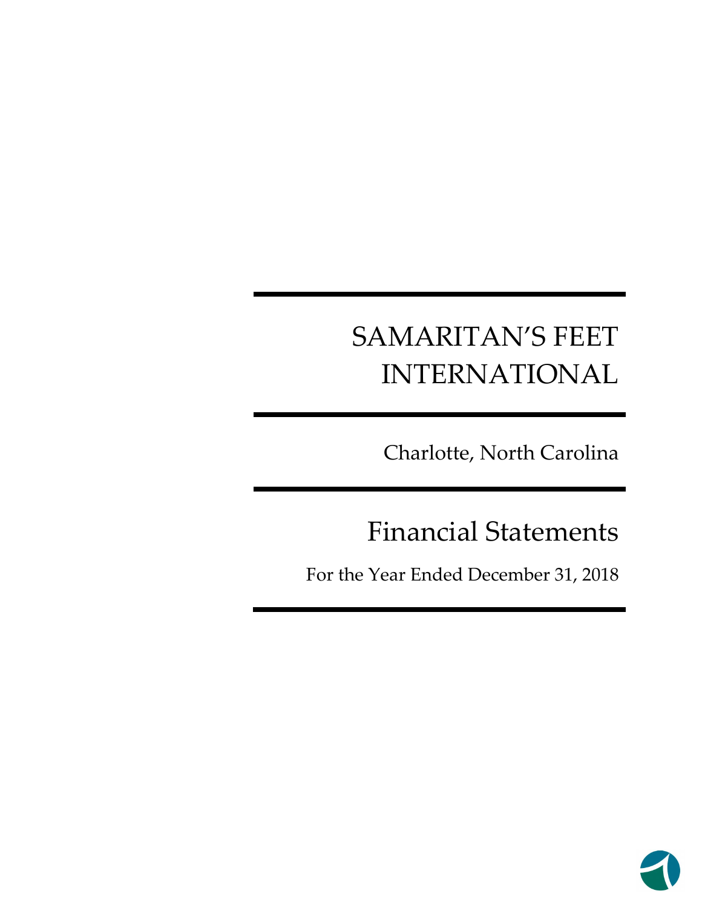# SAMARITAN'S FEET INTERNATIONAL

Charlotte, North Carolina

## Financial Statements

For the Year Ended December 31, 2018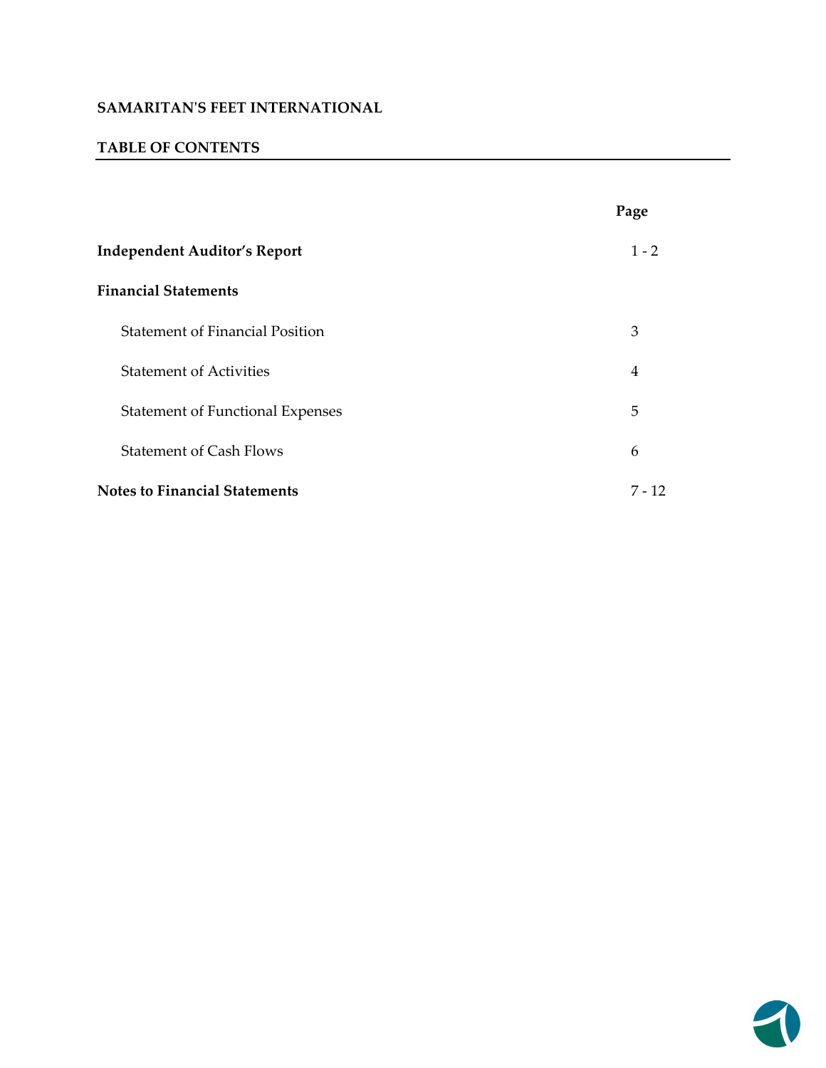**SAMARITAN'S FEET INTERNATIONAL**

**TABLE OF CONTENTS**

| | Page |
|---|---|
| **Independent Auditor's Report** | 1 - 2 |
| **Financial Statements** | |
| Statement of Financial Position | 3 |
| Statement of Activities | 4 |
| Statement of Functional Expenses | 5 |
| Statement of Cash Flows | 6 |
| **Notes to Financial Statements** | 7 - 12 |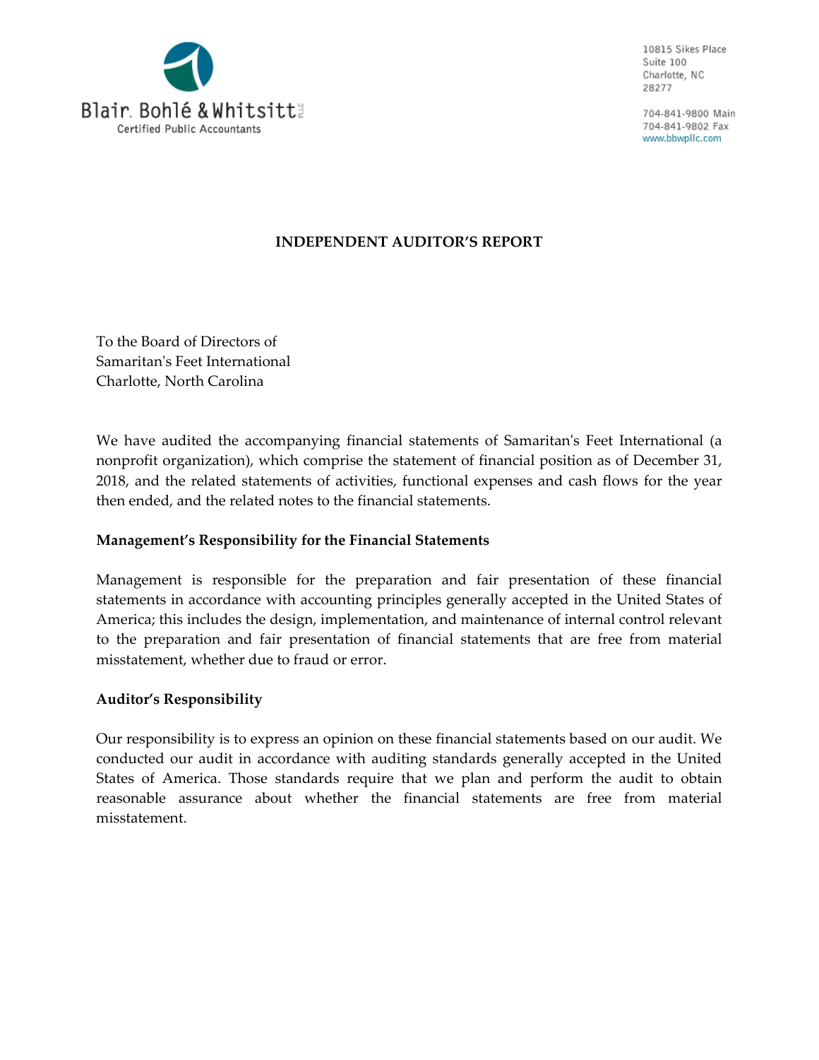Blair. Bohlé & Whitsitt PLLC
Certified Public Accountants

10815 Sikes Place
Suite 100
Charlotte, NC
28277

704-841-9800 Main
704-841-9802 Fax
www.bbwpllc.com

# INDEPENDENT AUDITOR'S REPORT

To the Board of Directors of
Samaritan's Feet International
Charlotte, North Carolina

We have audited the accompanying financial statements of Samaritan's Feet International (a nonprofit organization), which comprise the statement of financial position as of December 31, 2018, and the related statements of activities, functional expenses and cash flows for the year then ended, and the related notes to the financial statements.

**Management's Responsibility for the Financial Statements**

Management is responsible for the preparation and fair presentation of these financial statements in accordance with accounting principles generally accepted in the United States of America; this includes the design, implementation, and maintenance of internal control relevant to the preparation and fair presentation of financial statements that are free from material misstatement, whether due to fraud or error.

**Auditor's Responsibility**

Our responsibility is to express an opinion on these financial statements based on our audit. We conducted our audit in accordance with auditing standards generally accepted in the United States of America. Those standards require that we plan and perform the audit to obtain reasonable assurance about whether the financial statements are free from material misstatement.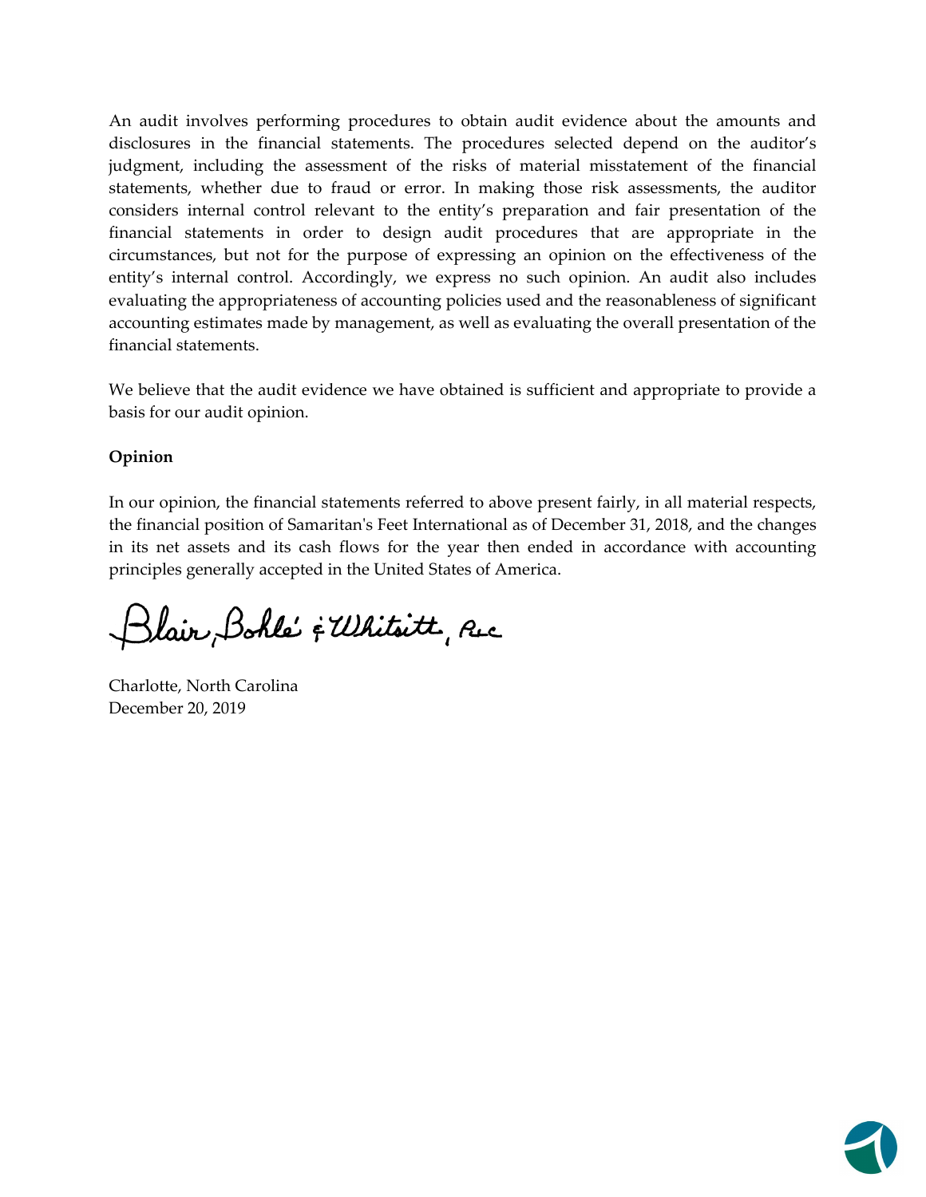An audit involves performing procedures to obtain audit evidence about the amounts and disclosures in the financial statements. The procedures selected depend on the auditor's judgment, including the assessment of the risks of material misstatement of the financial statements, whether due to fraud or error. In making those risk assessments, the auditor considers internal control relevant to the entity's preparation and fair presentation of the financial statements in order to design audit procedures that are appropriate in the circumstances, but not for the purpose of expressing an opinion on the effectiveness of the entity's internal control. Accordingly, we express no such opinion. An audit also includes evaluating the appropriateness of accounting policies used and the reasonableness of significant accounting estimates made by management, as well as evaluating the overall presentation of the financial statements.

We believe that the audit evidence we have obtained is sufficient and appropriate to provide a basis for our audit opinion.

**Opinion**

In our opinion, the financial statements referred to above present fairly, in all material respects, the financial position of Samaritan's Feet International as of December 31, 2018, and the changes in its net assets and its cash flows for the year then ended in accordance with accounting principles generally accepted in the United States of America.

Blair, Bohle' & Whitsitt, PLLC

Charlotte, North Carolina
December 20, 2019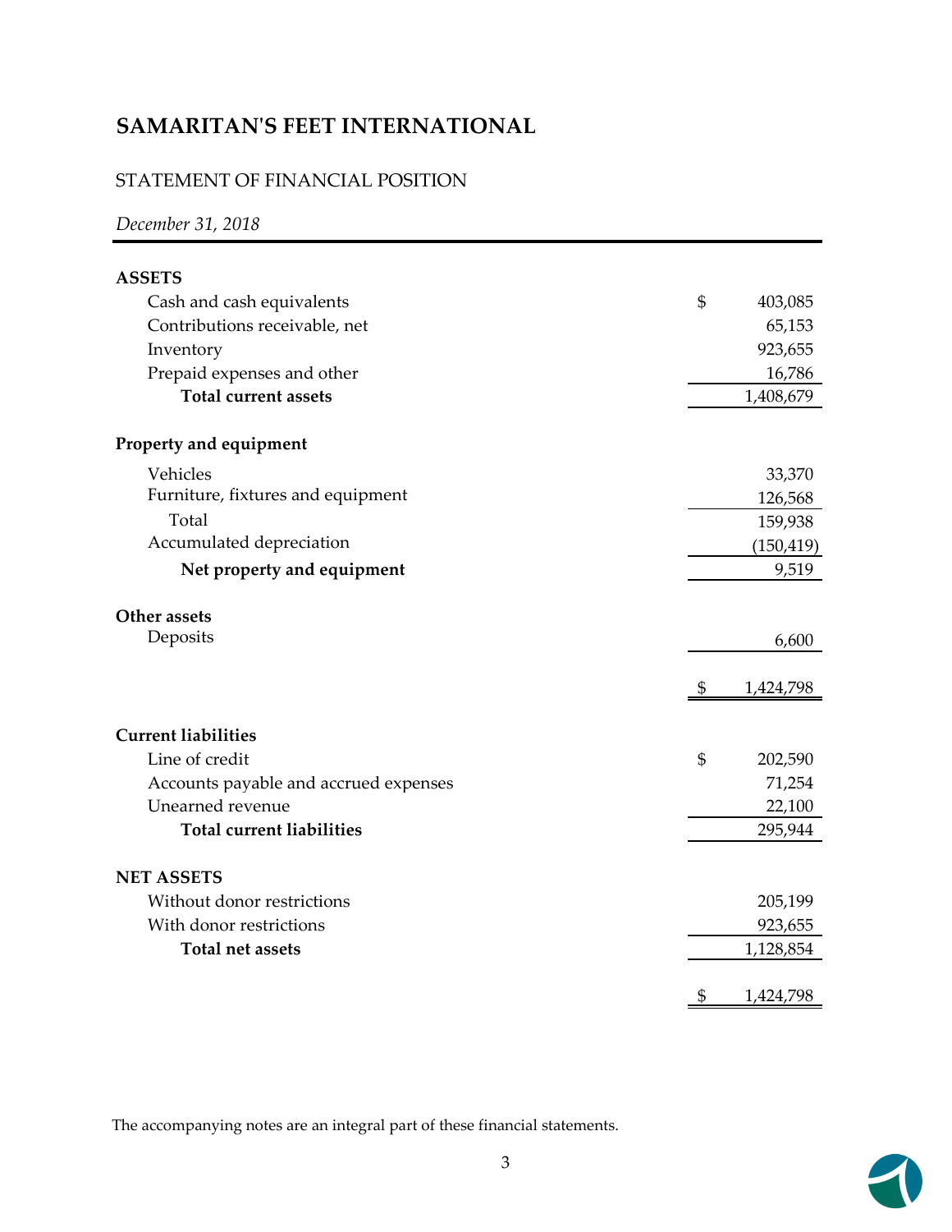# SAMARITAN'S FEET INTERNATIONAL

## STATEMENT OF FINANCIAL POSITION

*December 31, 2018*

| | |
|---|---|
| **ASSETS** | |
| Cash and cash equivalents | $ 403,085 |
| Contributions receivable, net | 65,153 |
| Inventory | 923,655 |
| Prepaid expenses and other | 16,786 |
| **Total current assets** | 1,408,679 |
| | |
| **Property and equipment** | |
| Vehicles | 33,370 |
| Furniture, fixtures and equipment | 126,568 |
| Total | 159,938 |
| Accumulated depreciation | (150,419) |
| **Net property and equipment** | 9,519 |
| | |
| **Other assets** | |
| Deposits | 6,600 |
| | $ 1,424,798 |
| | |
| **Current liabilities** | |
| Line of credit | $ 202,590 |
| Accounts payable and accrued expenses | 71,254 |
| Unearned revenue | 22,100 |
| **Total current liabilities** | 295,944 |
| | |
| **NET ASSETS** | |
| Without donor restrictions | 205,199 |
| With donor restrictions | 923,655 |
| **Total net assets** | 1,128,854 |
| | $ 1,424,798 |

The accompanying notes are an integral part of these financial statements.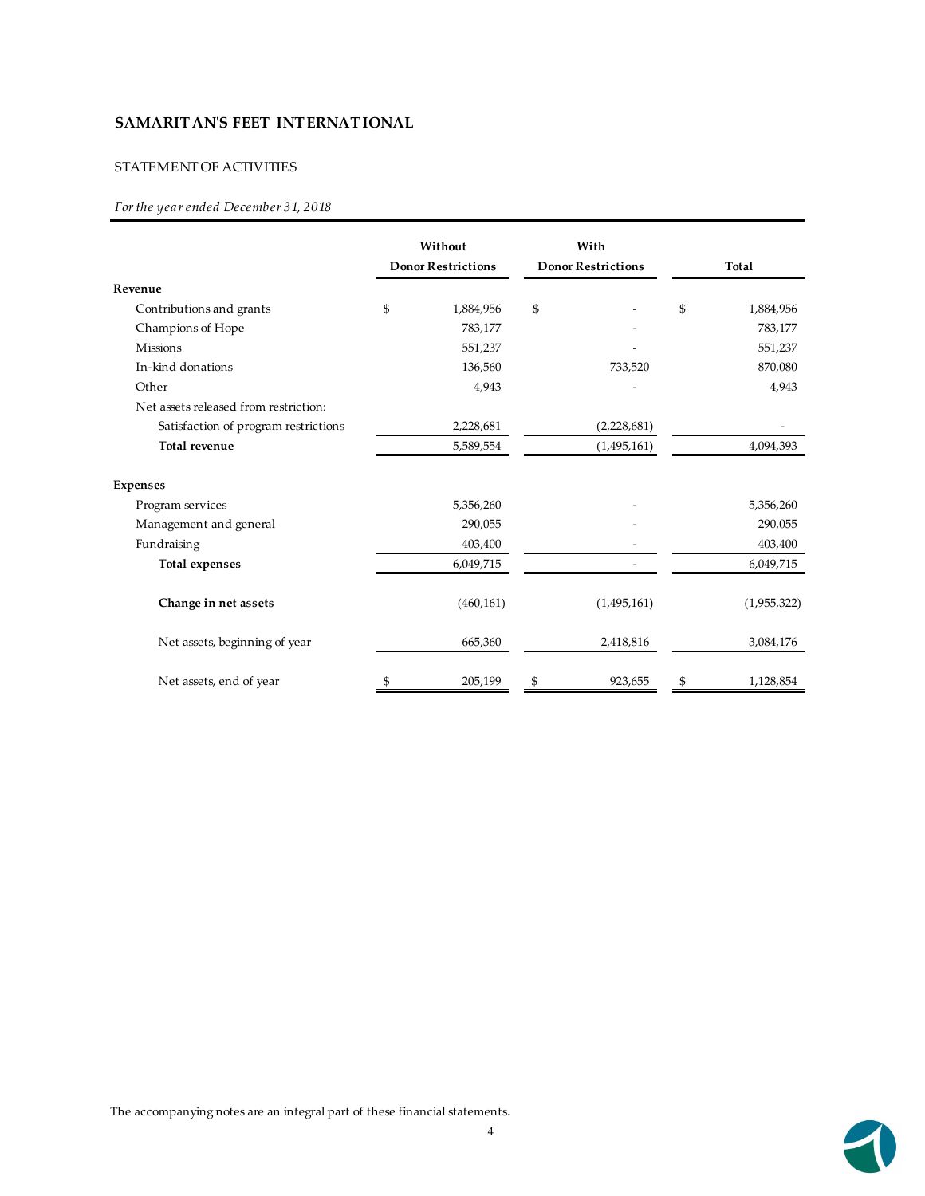# SAMARITAN'S FEET INTERNATIONAL

## STATEMENT OF ACTIVITIES

*For the year ended December 31, 2018*

| | Without Donor Restrictions | With Donor Restrictions | Total |
|---|---|---|---|
| **Revenue** | | | |
| Contributions and grants | $ 1,884,956 | $ - | $ 1,884,956 |
| Champions of Hope | 783,177 | - | 783,177 |
| Missions | 551,237 | - | 551,237 |
| In-kind donations | 136,560 | 733,520 | 870,080 |
| Other | 4,943 | - | 4,943 |
| Net assets released from restriction: | | | |
| Satisfaction of program restrictions | 2,228,681 | (2,228,681) | - |
| **Total revenue** | 5,589,554 | (1,495,161) | 4,094,393 |
| **Expenses** | | | |
| Program services | 5,356,260 | - | 5,356,260 |
| Management and general | 290,055 | - | 290,055 |
| Fundraising | 403,400 | - | 403,400 |
| **Total expenses** | 6,049,715 | - | 6,049,715 |
| **Change in net assets** | (460,161) | (1,495,161) | (1,955,322) |
| Net assets, beginning of year | 665,360 | 2,418,816 | 3,084,176 |
| Net assets, end of year | $ 205,199 | $ 923,655 | $ 1,128,854 |

The accompanying notes are an integral part of these financial statements.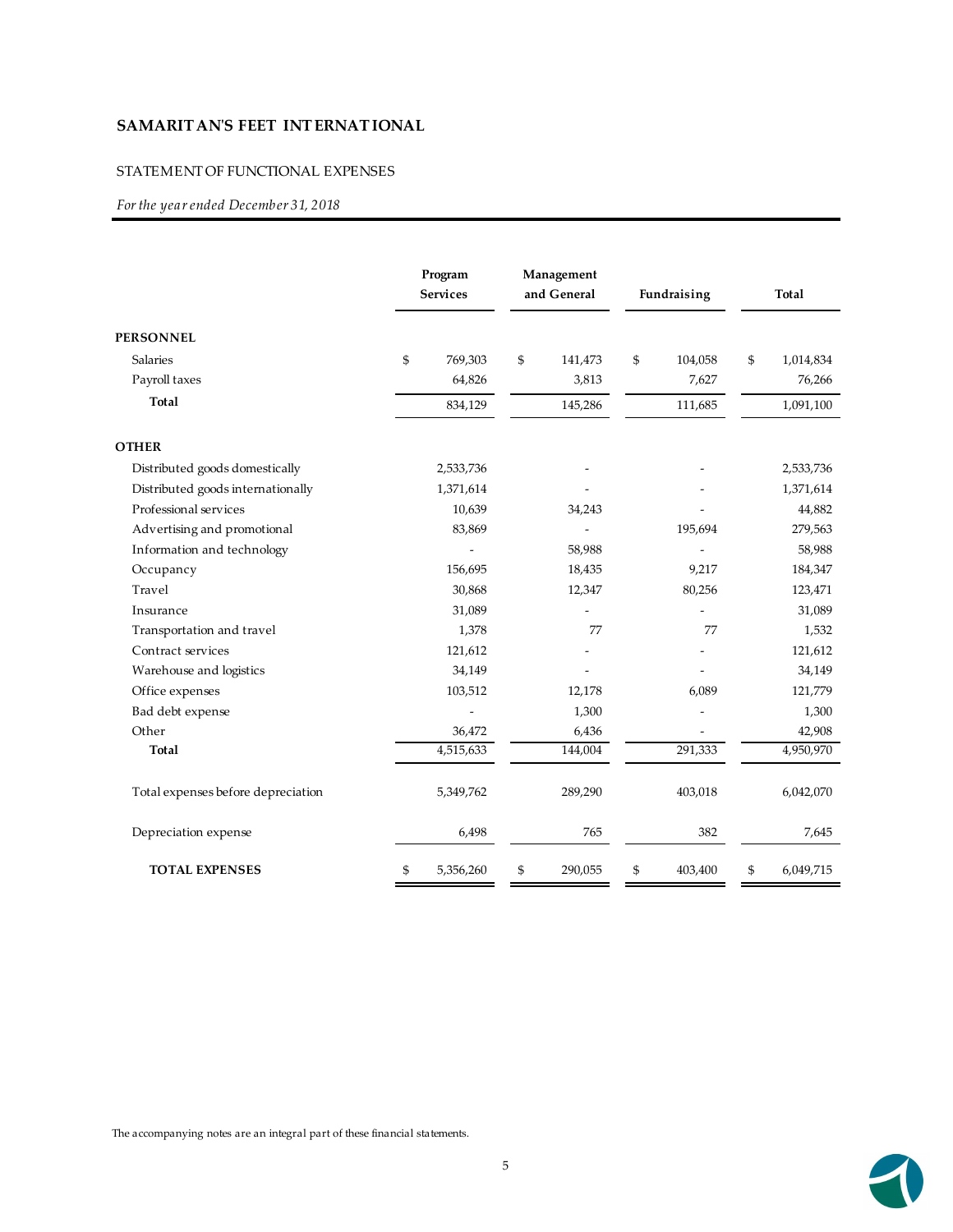# SAMARITAN'S FEET INTERNATIONAL

## STATEMENT OF FUNCTIONAL EXPENSES

*For the year ended December 31, 2018*

| | Program Services | Management and General | Fundraising | Total |
|---|---|---|---|---|
| **PERSONNEL** | | | | |
| Salaries | $ 769,303 | $ 141,473 | $ 104,058 | $ 1,014,834 |
| Payroll taxes | 64,826 | 3,813 | 7,627 | 76,266 |
| **Total** | 834,129 | 145,286 | 111,685 | 1,091,100 |
| **OTHER** | | | | |
| Distributed goods domestically | 2,533,736 | - | - | 2,533,736 |
| Distributed goods internationally | 1,371,614 | - | - | 1,371,614 |
| Professional services | 10,639 | 34,243 | - | 44,882 |
| Advertising and promotional | 83,869 | - | 195,694 | 279,563 |
| Information and technology | - | 58,988 | - | 58,988 |
| Occupancy | 156,695 | 18,435 | 9,217 | 184,347 |
| Travel | 30,868 | 12,347 | 80,256 | 123,471 |
| Insurance | 31,089 | - | - | 31,089 |
| Transportation and travel | 1,378 | 77 | 77 | 1,532 |
| Contract services | 121,612 | - | - | 121,612 |
| Warehouse and logistics | 34,149 | - | - | 34,149 |
| Office expenses | 103,512 | 12,178 | 6,089 | 121,779 |
| Bad debt expense | - | 1,300 | - | 1,300 |
| Other | 36,472 | 6,436 | - | 42,908 |
| **Total** | 4,515,633 | 144,004 | 291,333 | 4,950,970 |
| Total expenses before depreciation | 5,349,762 | 289,290 | 403,018 | 6,042,070 |
| Depreciation expense | 6,498 | 765 | 382 | 7,645 |
| **TOTAL EXPENSES** | $ 5,356,260 | $ 290,055 | $ 403,400 | $ 6,049,715 |

The accompanying notes are an integral part of these financial statements.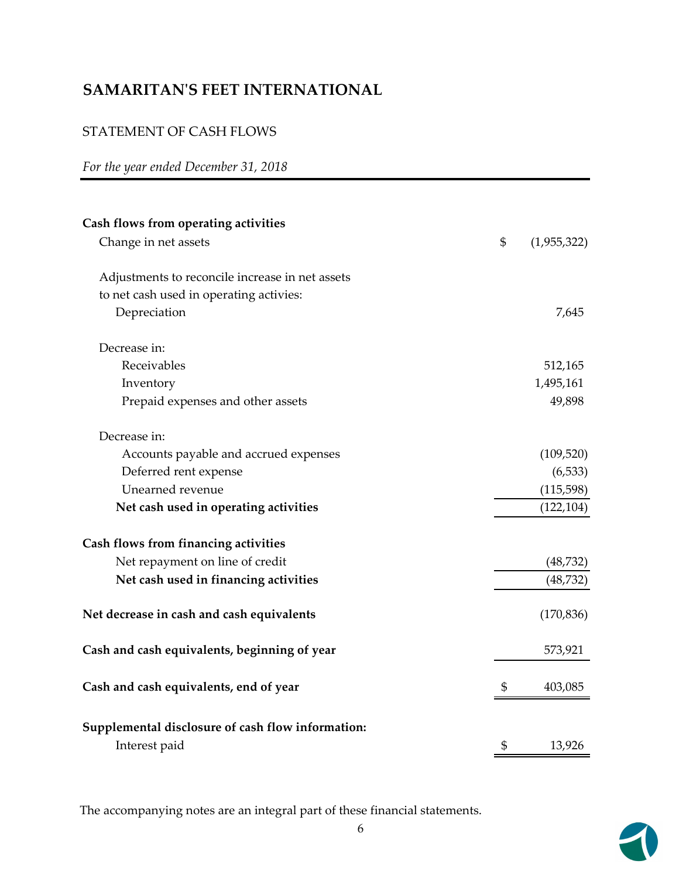# SAMARITAN'S FEET INTERNATIONAL

STATEMENT OF CASH FLOWS

*For the year ended December 31, 2018*

| | |
|---|---|
| **Cash flows from operating activities** | |
| Change in net assets | $ (1,955,322) |
| Adjustments to reconcile increase in net assets to net cash used in operating activies: | |
| Depreciation | 7,645 |
| Decrease in: | |
| Receivables | 512,165 |
| Inventory | 1,495,161 |
| Prepaid expenses and other assets | 49,898 |
| Decrease in: | |
| Accounts payable and accrued expenses | (109,520) |
| Deferred rent expense | (6,533) |
| Unearned revenue | (115,598) |
| **Net cash used in operating activities** | (122,104) |
| **Cash flows from financing activities** | |
| Net repayment on line of credit | (48,732) |
| **Net cash used in financing activities** | (48,732) |
| **Net decrease in cash and cash equivalents** | (170,836) |
| **Cash and cash equivalents, beginning of year** | 573,921 |
| **Cash and cash equivalents, end of year** | $ 403,085 |
| **Supplemental disclosure of cash flow information:** | |
| Interest paid | $ 13,926 |

The accompanying notes are an integral part of these financial statements.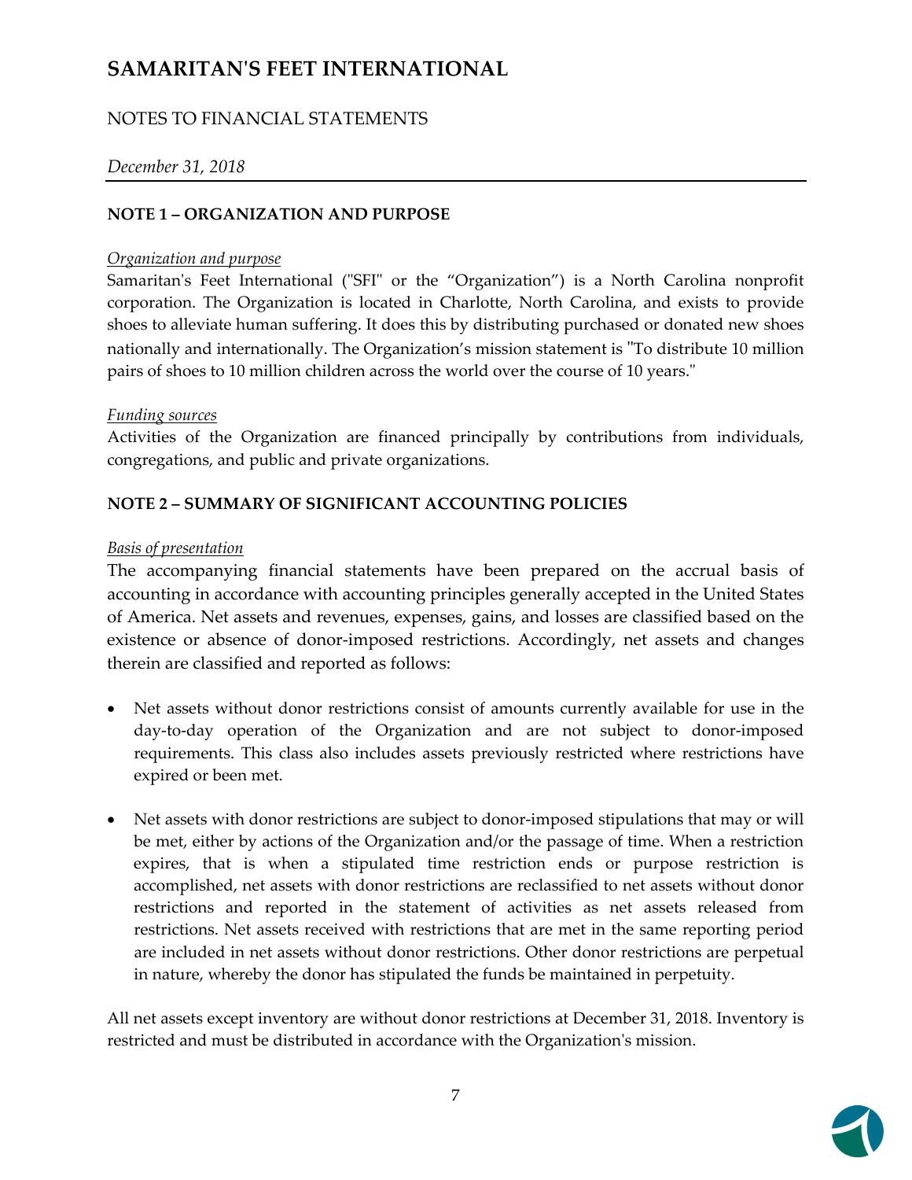# SAMARITAN'S FEET INTERNATIONAL

NOTES TO FINANCIAL STATEMENTS

*December 31, 2018*

## NOTE 1 – ORGANIZATION AND PURPOSE

*Organization and purpose*

Samaritan's Feet International ("SFI" or the "Organization") is a North Carolina nonprofit corporation. The Organization is located in Charlotte, North Carolina, and exists to provide shoes to alleviate human suffering. It does this by distributing purchased or donated new shoes nationally and internationally. The Organization's mission statement is "To distribute 10 million pairs of shoes to 10 million children across the world over the course of 10 years."

*Funding sources*

Activities of the Organization are financed principally by contributions from individuals, congregations, and public and private organizations.

## NOTE 2 – SUMMARY OF SIGNIFICANT ACCOUNTING POLICIES

*Basis of presentation*

The accompanying financial statements have been prepared on the accrual basis of accounting in accordance with accounting principles generally accepted in the United States of America. Net assets and revenues, expenses, gains, and losses are classified based on the existence or absence of donor-imposed restrictions. Accordingly, net assets and changes therein are classified and reported as follows:

- Net assets without donor restrictions consist of amounts currently available for use in the day-to-day operation of the Organization and are not subject to donor-imposed requirements. This class also includes assets previously restricted where restrictions have expired or been met.

- Net assets with donor restrictions are subject to donor-imposed stipulations that may or will be met, either by actions of the Organization and/or the passage of time. When a restriction expires, that is when a stipulated time restriction ends or purpose restriction is accomplished, net assets with donor restrictions are reclassified to net assets without donor restrictions and reported in the statement of activities as net assets released from restrictions. Net assets received with restrictions that are met in the same reporting period are included in net assets without donor restrictions. Other donor restrictions are perpetual in nature, whereby the donor has stipulated the funds be maintained in perpetuity.

All net assets except inventory are without donor restrictions at December 31, 2018. Inventory is restricted and must be distributed in accordance with the Organization's mission.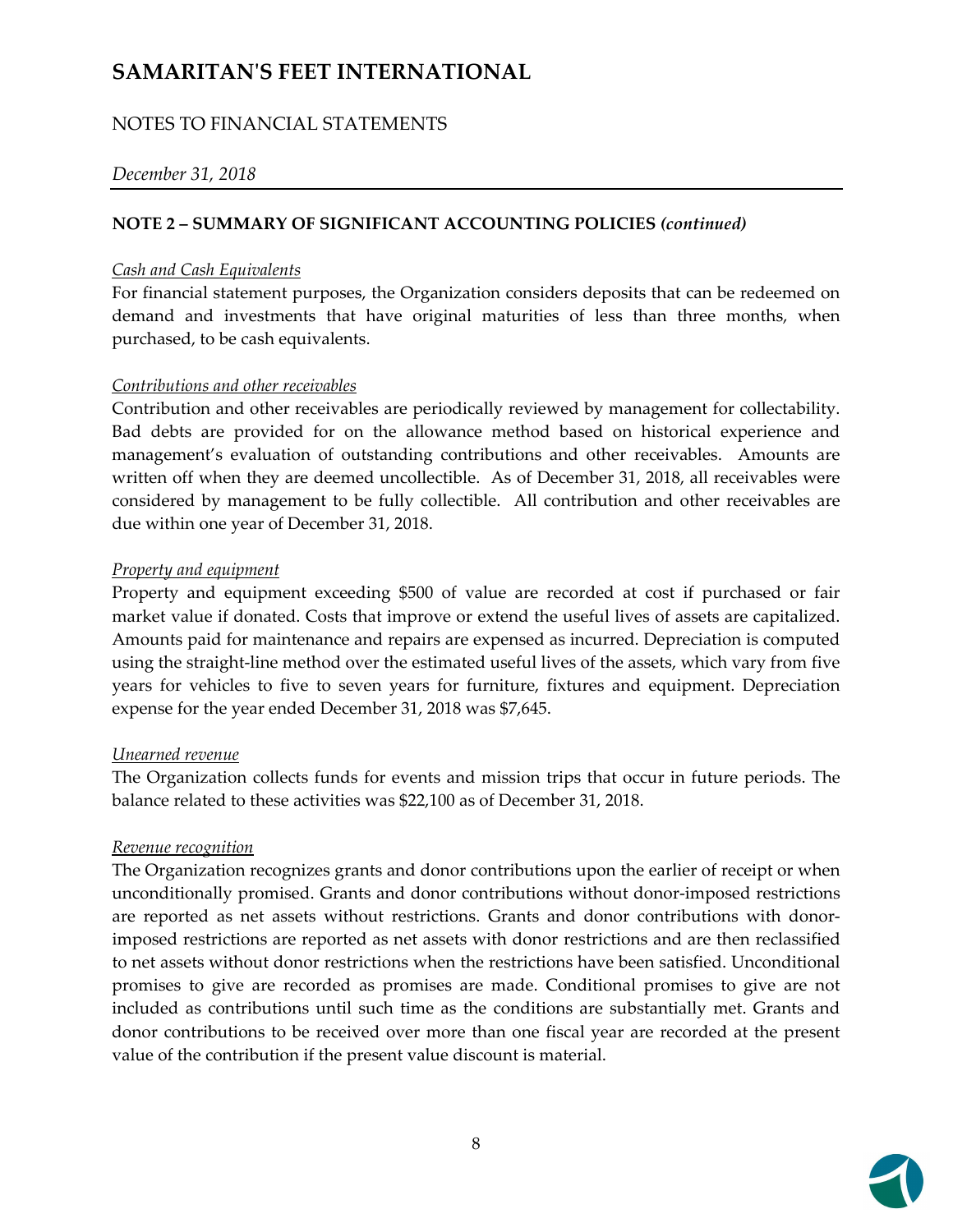# SAMARITAN'S FEET INTERNATIONAL

NOTES TO FINANCIAL STATEMENTS

*December 31, 2018*

**NOTE 2 – SUMMARY OF SIGNIFICANT ACCOUNTING POLICIES *(continued)***

*Cash and Cash Equivalents*

For financial statement purposes, the Organization considers deposits that can be redeemed on demand and investments that have original maturities of less than three months, when purchased, to be cash equivalents.

*Contributions and other receivables*

Contribution and other receivables are periodically reviewed by management for collectability. Bad debts are provided for on the allowance method based on historical experience and management's evaluation of outstanding contributions and other receivables. Amounts are written off when they are deemed uncollectible. As of December 31, 2018, all receivables were considered by management to be fully collectible. All contribution and other receivables are due within one year of December 31, 2018.

*Property and equipment*

Property and equipment exceeding $500 of value are recorded at cost if purchased or fair market value if donated. Costs that improve or extend the useful lives of assets are capitalized. Amounts paid for maintenance and repairs are expensed as incurred. Depreciation is computed using the straight-line method over the estimated useful lives of the assets, which vary from five years for vehicles to five to seven years for furniture, fixtures and equipment. Depreciation expense for the year ended December 31, 2018 was $7,645.

*Unearned revenue*

The Organization collects funds for events and mission trips that occur in future periods. The balance related to these activities was $22,100 as of December 31, 2018.

*Revenue recognition*

The Organization recognizes grants and donor contributions upon the earlier of receipt or when unconditionally promised. Grants and donor contributions without donor-imposed restrictions are reported as net assets without restrictions. Grants and donor contributions with donor-imposed restrictions are reported as net assets with donor restrictions and are then reclassified to net assets without donor restrictions when the restrictions have been satisfied. Unconditional promises to give are recorded as promises are made. Conditional promises to give are not included as contributions until such time as the conditions are substantially met. Grants and donor contributions to be received over more than one fiscal year are recorded at the present value of the contribution if the present value discount is material.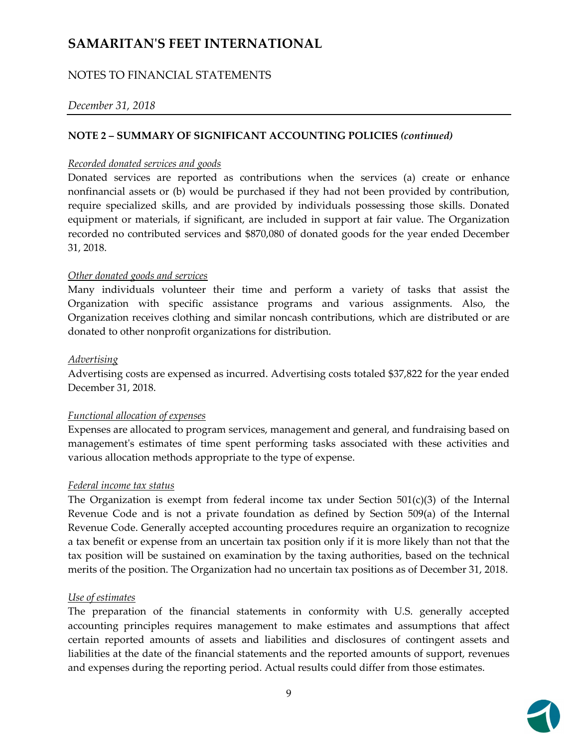# SAMARITAN'S FEET INTERNATIONAL

## NOTES TO FINANCIAL STATEMENTS

*December 31, 2018*

### NOTE 2 – SUMMARY OF SIGNIFICANT ACCOUNTING POLICIES *(continued)*

*Recorded donated services and goods*

Donated services are reported as contributions when the services (a) create or enhance nonfinancial assets or (b) would be purchased if they had not been provided by contribution, require specialized skills, and are provided by individuals possessing those skills. Donated equipment or materials, if significant, are included in support at fair value. The Organization recorded no contributed services and $870,080 of donated goods for the year ended December 31, 2018.

*Other donated goods and services*

Many individuals volunteer their time and perform a variety of tasks that assist the Organization with specific assistance programs and various assignments. Also, the Organization receives clothing and similar noncash contributions, which are distributed or are donated to other nonprofit organizations for distribution.

*Advertising*

Advertising costs are expensed as incurred. Advertising costs totaled $37,822 for the year ended December 31, 2018.

*Functional allocation of expenses*

Expenses are allocated to program services, management and general, and fundraising based on management's estimates of time spent performing tasks associated with these activities and various allocation methods appropriate to the type of expense.

*Federal income tax status*

The Organization is exempt from federal income tax under Section 501(c)(3) of the Internal Revenue Code and is not a private foundation as defined by Section 509(a) of the Internal Revenue Code. Generally accepted accounting procedures require an organization to recognize a tax benefit or expense from an uncertain tax position only if it is more likely than not that the tax position will be sustained on examination by the taxing authorities, based on the technical merits of the position. The Organization had no uncertain tax positions as of December 31, 2018.

*Use of estimates*

The preparation of the financial statements in conformity with U.S. generally accepted accounting principles requires management to make estimates and assumptions that affect certain reported amounts of assets and liabilities and disclosures of contingent assets and liabilities at the date of the financial statements and the reported amounts of support, revenues and expenses during the reporting period. Actual results could differ from those estimates.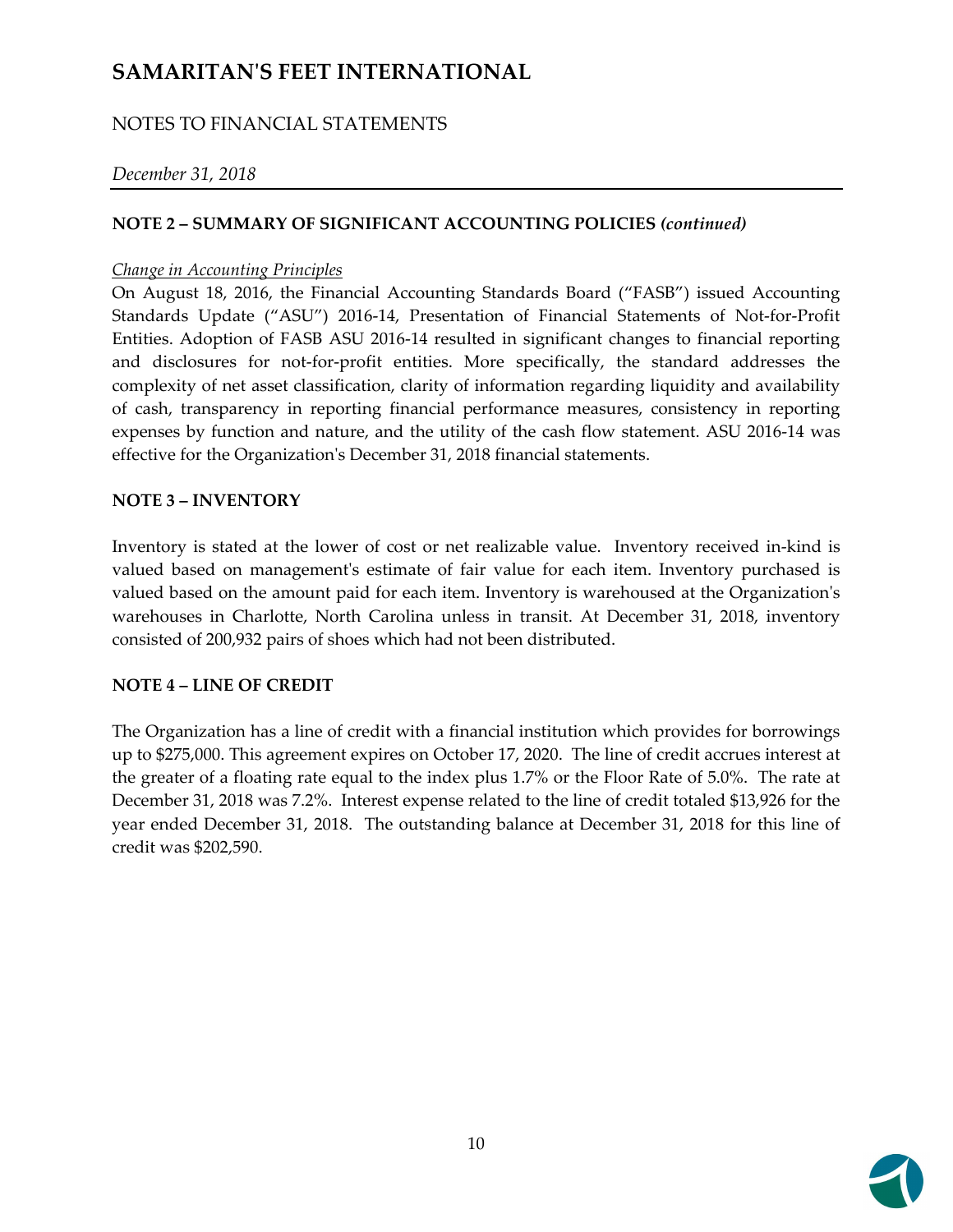# SAMARITAN'S FEET INTERNATIONAL

NOTES TO FINANCIAL STATEMENTS

*December 31, 2018*

## NOTE 2 – SUMMARY OF SIGNIFICANT ACCOUNTING POLICIES *(continued)*

*Change in Accounting Principles*

On August 18, 2016, the Financial Accounting Standards Board ("FASB") issued Accounting Standards Update ("ASU") 2016-14, Presentation of Financial Statements of Not-for-Profit Entities. Adoption of FASB ASU 2016-14 resulted in significant changes to financial reporting and disclosures for not-for-profit entities. More specifically, the standard addresses the complexity of net asset classification, clarity of information regarding liquidity and availability of cash, transparency in reporting financial performance measures, consistency in reporting expenses by function and nature, and the utility of the cash flow statement. ASU 2016-14 was effective for the Organization's December 31, 2018 financial statements.

## NOTE 3 – INVENTORY

Inventory is stated at the lower of cost or net realizable value. Inventory received in-kind is valued based on management's estimate of fair value for each item. Inventory purchased is valued based on the amount paid for each item. Inventory is warehoused at the Organization's warehouses in Charlotte, North Carolina unless in transit. At December 31, 2018, inventory consisted of 200,932 pairs of shoes which had not been distributed.

## NOTE 4 – LINE OF CREDIT

The Organization has a line of credit with a financial institution which provides for borrowings up to $275,000. This agreement expires on October 17, 2020. The line of credit accrues interest at the greater of a floating rate equal to the index plus 1.7% or the Floor Rate of 5.0%. The rate at December 31, 2018 was 7.2%. Interest expense related to the line of credit totaled $13,926 for the year ended December 31, 2018. The outstanding balance at December 31, 2018 for this line of credit was $202,590.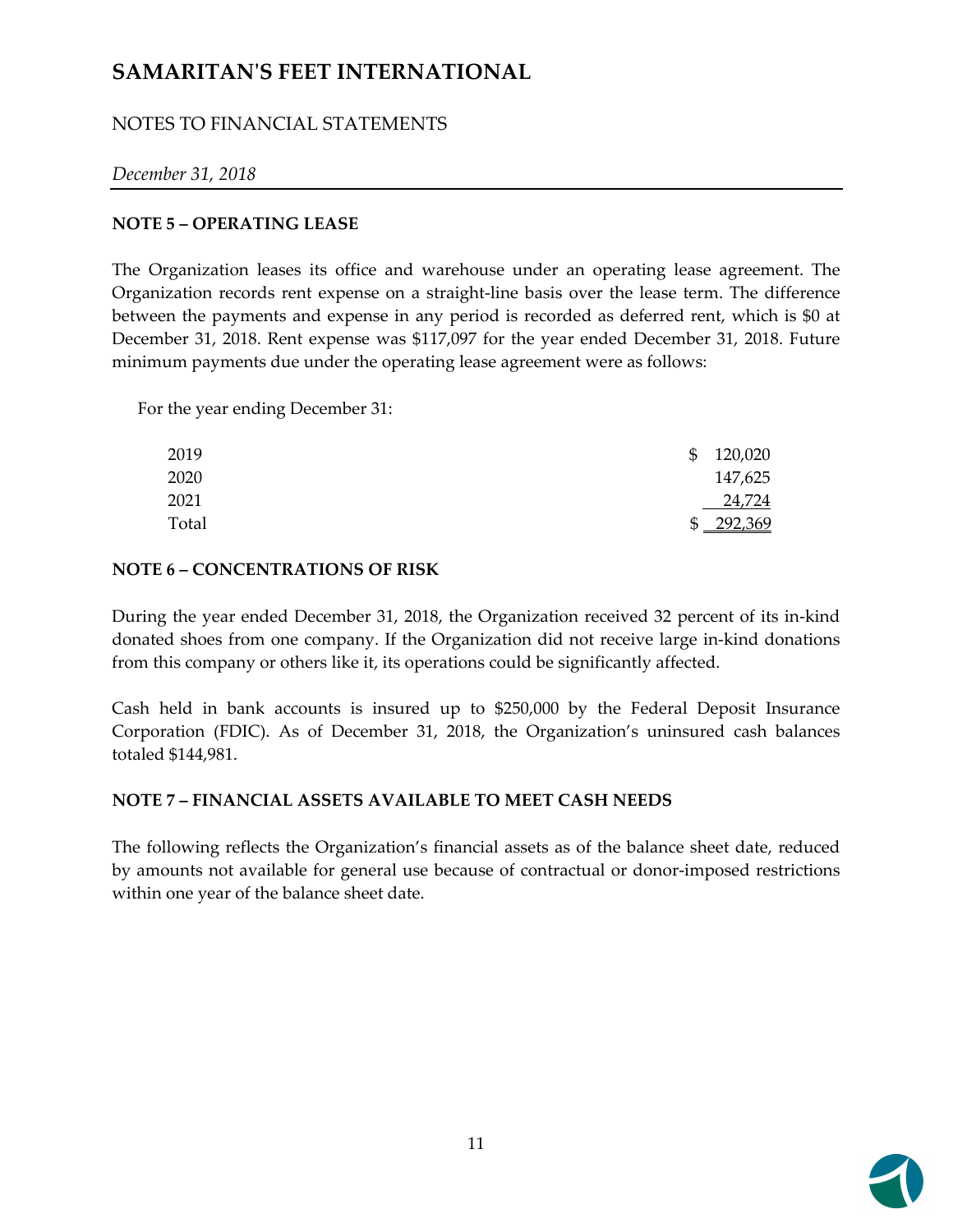# SAMARITAN'S FEET INTERNATIONAL

NOTES TO FINANCIAL STATEMENTS

*December 31, 2018*

**NOTE 5 – OPERATING LEASE**

The Organization leases its office and warehouse under an operating lease agreement. The Organization records rent expense on a straight-line basis over the lease term. The difference between the payments and expense in any period is recorded as deferred rent, which is $0 at December 31, 2018. Rent expense was $117,097 for the year ended December 31, 2018. Future minimum payments due under the operating lease agreement were as follows:

For the year ending December 31:

| | |
|---|---|
| 2019 | $ 120,020 |
| 2020 | 147,625 |
| 2021 | 24,724 |
| Total | $ 292,369 |

**NOTE 6 – CONCENTRATIONS OF RISK**

During the year ended December 31, 2018, the Organization received 32 percent of its in-kind donated shoes from one company. If the Organization did not receive large in-kind donations from this company or others like it, its operations could be significantly affected.

Cash held in bank accounts is insured up to $250,000 by the Federal Deposit Insurance Corporation (FDIC). As of December 31, 2018, the Organization's uninsured cash balances totaled $144,981.

**NOTE 7 – FINANCIAL ASSETS AVAILABLE TO MEET CASH NEEDS**

The following reflects the Organization's financial assets as of the balance sheet date, reduced by amounts not available for general use because of contractual or donor-imposed restrictions within one year of the balance sheet date.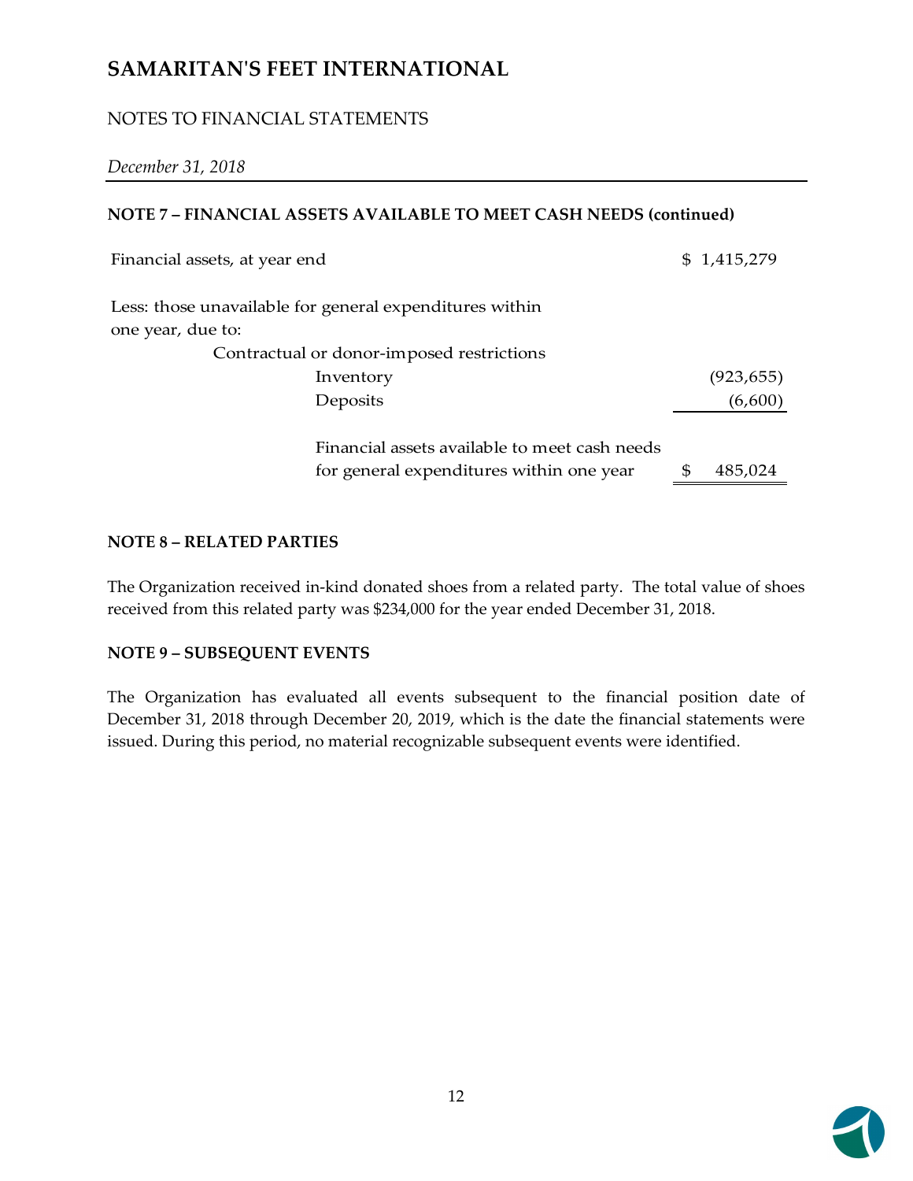# SAMARITAN'S FEET INTERNATIONAL

NOTES TO FINANCIAL STATEMENTS

*December 31, 2018*

**NOTE 7 – FINANCIAL ASSETS AVAILABLE TO MEET CASH NEEDS (continued)**

| | |
|---|---|
| Financial assets, at year end | $ 1,415,279 |
| Less: those unavailable for general expenditures within one year, due to: | |
| Contractual or donor-imposed restrictions | |
| Inventory | (923,655) |
| Deposits | (6,600) |
| Financial assets available to meet cash needs for general expenditures within one year | $ 485,024 |

**NOTE 8 – RELATED PARTIES**

The Organization received in-kind donated shoes from a related party. The total value of shoes received from this related party was $234,000 for the year ended December 31, 2018.

**NOTE 9 – SUBSEQUENT EVENTS**

The Organization has evaluated all events subsequent to the financial position date of December 31, 2018 through December 20, 2019, which is the date the financial statements were issued. During this period, no material recognizable subsequent events were identified.